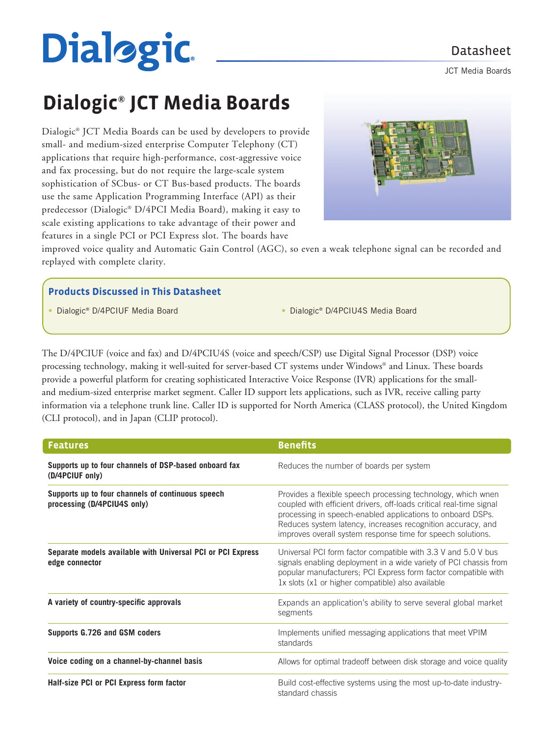# Dialogic® JCT Media Boards

Dialogic® JCT Media Boards can be used by developers to provide small- and medium-sized enterprise Computer Telephony (CT) applications that require high-performance, cost-aggressive voice and fax processing, but do not require the large-scale system sophistication of SCbus- or CT Bus-based products. The boards use the same Application Programming Interface (API) as their predecessor (Dialogic® D/4PCI Media Board), making it easy to scale existing applications to take advantage of their power and features in a single PCI or PCI Express slot. The boards have improved voice quality and Automatic Gain Control (AGC), so even a weak telephone signal can be recorded and replayed with complete clarity.

### Products Discussed in This Datasheet

- Dialogic® D/4PCIUF Media Board
- Dialogic® D/4PCIU4S Media Board

The D/4PCIUF (voice and fax) and D/4PCIU4S (voice and speech/CSP) use Digital Signal Processor (DSP) voice processing technology, making it well-suited for server-based CT systems under Windows® and Linux. These boards provide a powerful platform for creating sophisticated Interactive Voice Response (IVR) applications for the small- and medium-sized enterprise market segment. Caller ID support lets applications, such as IVR, receive calling party information via a telephone trunk line. Caller ID is supported for North America (CLASS protocol), the United Kingdom (CLI protocol), and in Japan (CLIP protocol).

| Features | Benefits |
|---|---|
| **Supports up to four channels of DSP-based onboard fax (D/4PCIUF only)** | Reduces the number of boards per system |
| **Supports up to four channels of continuous speech processing (D/4PCIU4S only)** | Provides a flexible speech processing technology, which wnen coupled with efficient drivers, off-loads critical real-time signal processing in speech-enabled applications to onboard DSPs. Reduces system latency, increases recognition accuracy, and improves overall system response time for speech solutions. |
| **Separate models available with Universal PCI or PCI Express edge connector** | Universal PCI form factor compatible with 3.3 V and 5.0 V bus signals enabling deployment in a wide variety of PCI chassis from popular manufacturers; PCI Express form factor compatible with 1x slots (x1 or higher compatible) also available |
| **A variety of country-specific approvals** | Expands an application's ability to serve several global market segments |
| **Supports G.726 and GSM coders** | Implements unified messaging applications that meet VPIM standards |
| **Voice coding on a channel-by-channel basis** | Allows for optimal tradeoff between disk storage and voice quality |
| **Half-size PCI or PCI Express form factor** | Build cost-effective systems using the most up-to-date industry-standard chassis |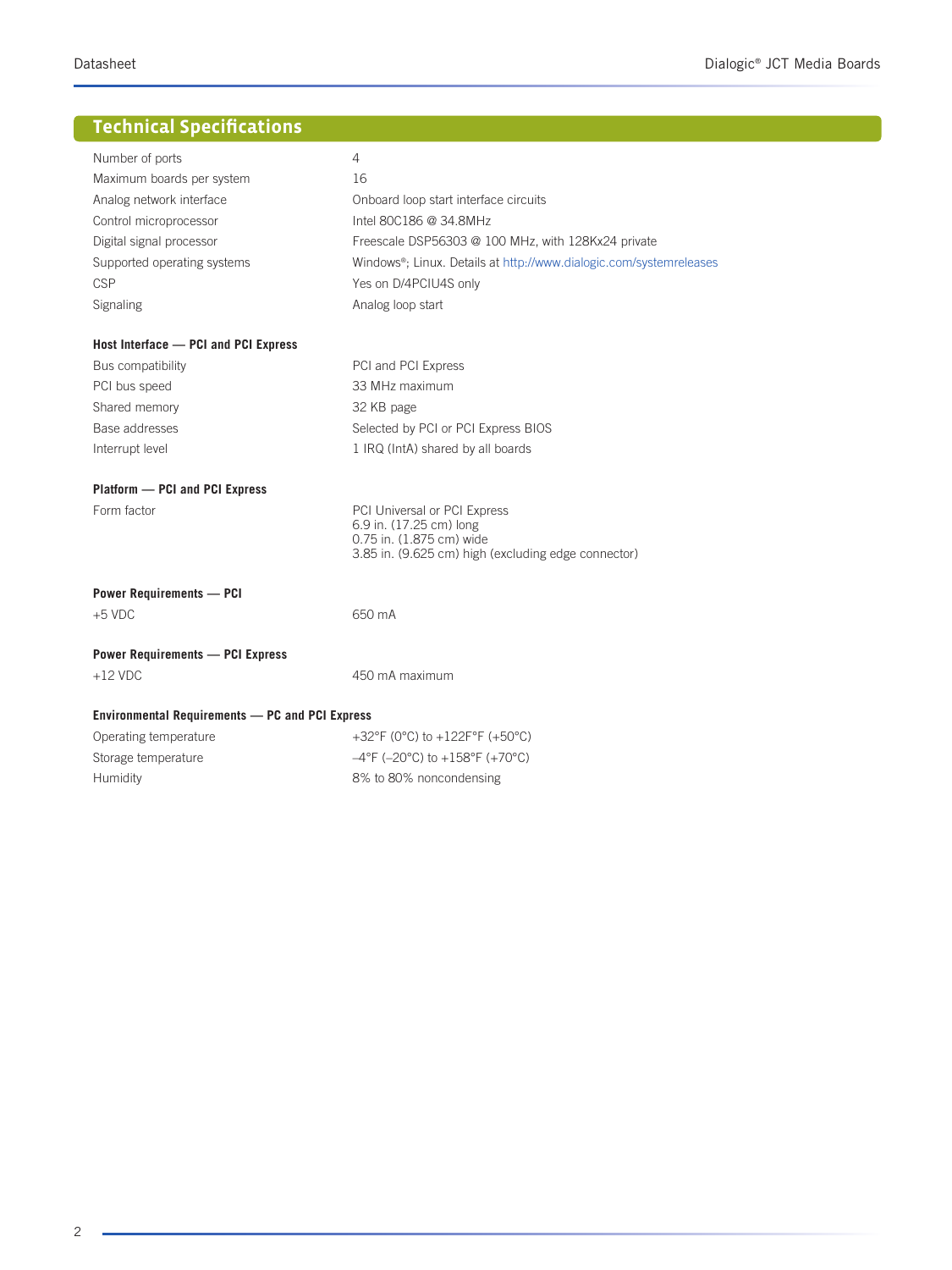## Technical Specifications

| | |
|---|---|
| Number of ports | 4 |
| Maximum boards per system | 16 |
| Analog network interface | Onboard loop start interface circuits |
| Control microprocessor | Intel 80C186 @ 34.8MHz |
| Digital signal processor | Freescale DSP56303 @ 100 MHz, with 128Kx24 private |
| Supported operating systems | Windows®; Linux. Details at http://www.dialogic.com/systemreleases |
| CSP | Yes on D/4PCIU4S only |
| Signaling | Analog loop start |

**Host Interface — PCI and PCI Express**

| | |
|---|---|
| Bus compatibility | PCI and PCI Express |
| PCI bus speed | 33 MHz maximum |
| Shared memory | 32 KB page |
| Base addresses | Selected by PCI or PCI Express BIOS |
| Interrupt level | 1 IRQ (IntA) shared by all boards |

**Platform — PCI and PCI Express**

| | |
|---|---|
| Form factor | PCI Universal or PCI Express<br>6.9 in. (17.25 cm) long<br>0.75 in. (1.875 cm) wide<br>3.85 in. (9.625 cm) high (excluding edge connector) |

**Power Requirements — PCI**

| | |
|---|---|
| +5 VDC | 650 mA |

**Power Requirements — PCI Express**

| | |
|---|---|
| +12 VDC | 450 mA maximum |

**Environmental Requirements — PC and PCI Express**

| | |
|---|---|
| Operating temperature | +32°F (0°C) to +122F°F (+50°C) |
| Storage temperature | –4°F (–20°C) to +158°F (+70°C) |
| Humidity | 8% to 80% noncondensing |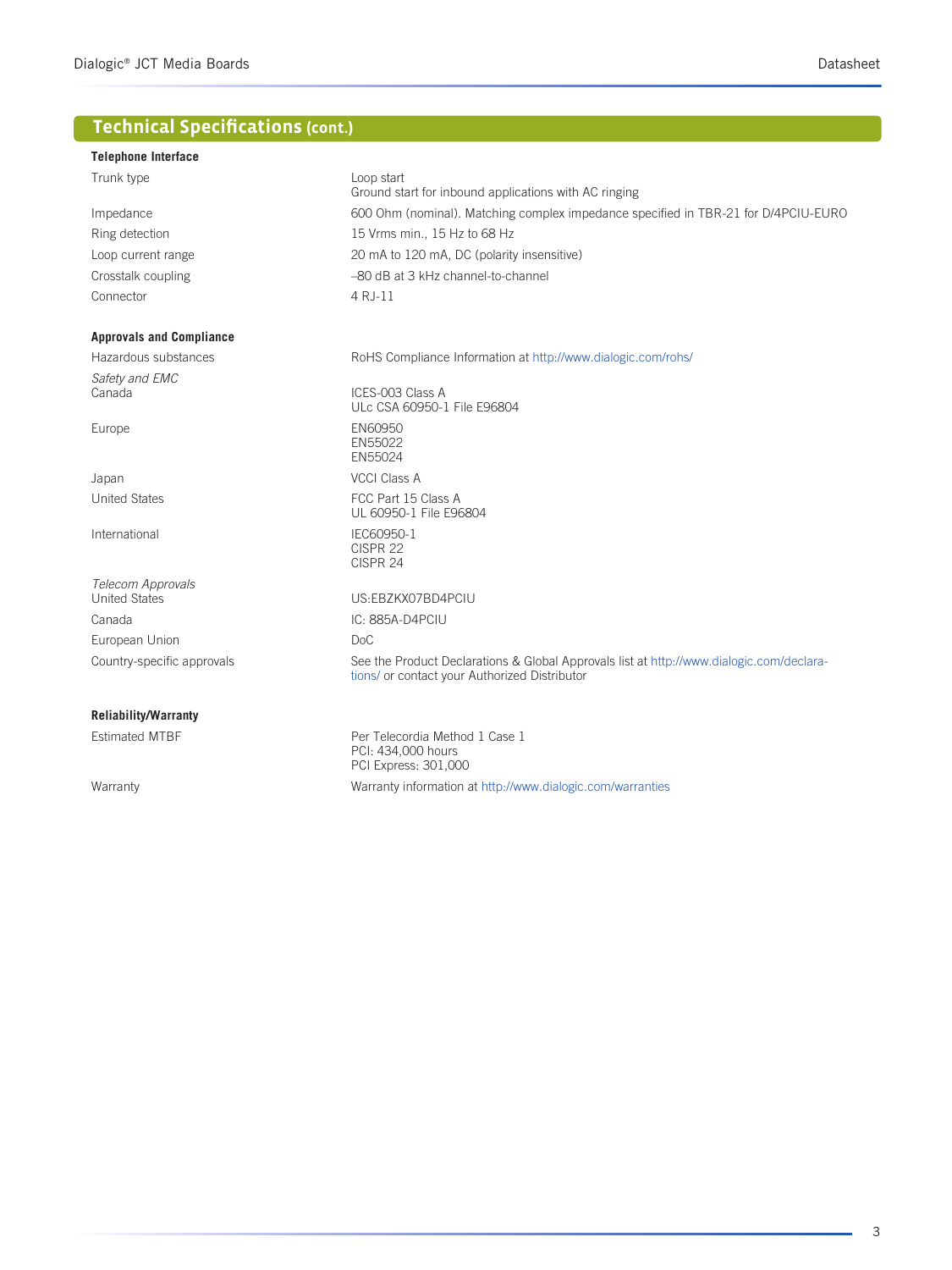## Technical Specifications (cont.)

| **Telephone Interface** | |
|---|---|
| Trunk type | Loop start<br>Ground start for inbound applications with AC ringing |
| Impedance | 600 Ohm (nominal). Matching complex impedance specified in TBR-21 for D/4PCIU-EURO |
| Ring detection | 15 Vrms min., 15 Hz to 68 Hz |
| Loop current range | 20 mA to 120 mA, DC (polarity insensitive) |
| Crosstalk coupling | –80 dB at 3 kHz channel-to-channel |
| Connector | 4 RJ-11 |
| **Approvals and Compliance** | |
| Hazardous substances | RoHS Compliance Information at http://www.dialogic.com/rohs/ |
| *Safety and EMC*<br>Canada | ICES-003 Class A<br>ULc CSA 60950-1 File E96804 |
| Europe | EN60950<br>EN55022<br>EN55024 |
| Japan | VCCI Class A |
| United States | FCC Part 15 Class A<br>UL 60950-1 File E96804 |
| International | IEC60950-1<br>CISPR 22<br>CISPR 24 |
| *Telecom Approvals*<br>United States | US:EBZKX07BD4PCIU |
| Canada | IC: 885A-D4PCIU |
| European Union | DoC |
| Country-specific approvals | See the Product Declarations & Global Approvals list at http://www.dialogic.com/declarations/ or contact your Authorized Distributor |
| **Reliability/Warranty** | |
| Estimated MTBF | Per Telcordia Method 1 Case 1<br>PCI: 434,000 hours<br>PCI Express: 301,000 |
| Warranty | Warranty information at http://www.dialogic.com/warranties |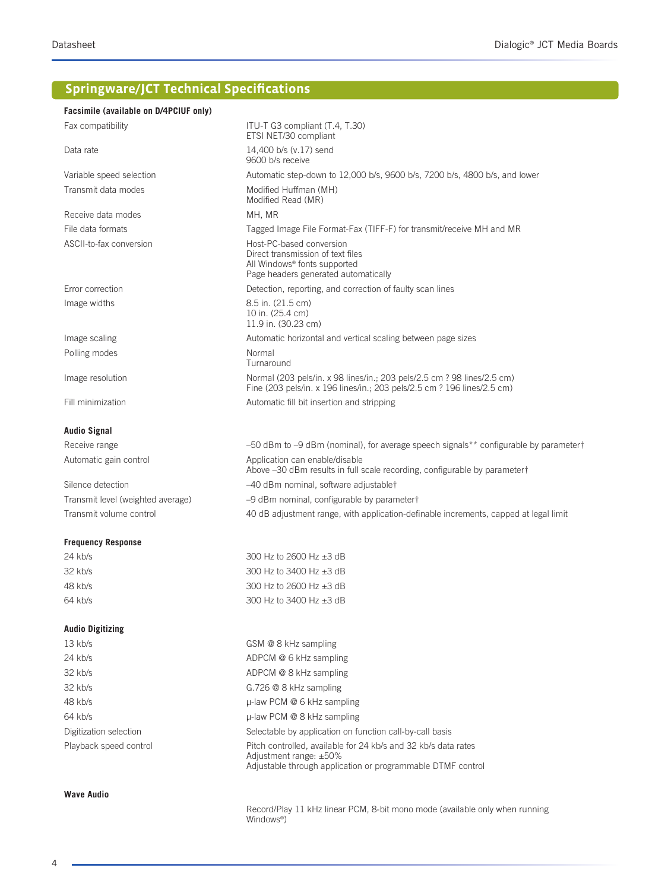## Springware/JCT Technical Specifications

| **Facsimile (available on D/4PCIUF only)** | |
|---|---|
| Fax compatibility | ITU-T G3 compliant (T.4, T.30)<br>ETSI NET/30 compliant |
| Data rate | 14,400 b/s (v.17) send<br>9600 b/s receive |
| Variable speed selection | Automatic step-down to 12,000 b/s, 9600 b/s, 7200 b/s, 4800 b/s, and lower |
| Transmit data modes | Modified Huffman (MH)<br>Modified Read (MR) |
| Receive data modes | MH, MR |
| File data formats | Tagged Image File Format-Fax (TIFF-F) for transmit/receive MH and MR |
| ASCII-to-fax conversion | Host-PC-based conversion<br>Direct transmission of text files<br>All Windows® fonts supported<br>Page headers generated automatically |
| Error correction | Detection, reporting, and correction of faulty scan lines |
| Image widths | 8.5 in. (21.5 cm)<br>10 in. (25.4 cm)<br>11.9 in. (30.23 cm) |
| Image scaling | Automatic horizontal and vertical scaling between page sizes |
| Polling modes | Normal<br>Turnaround |
| Image resolution | Normal (203 pels/in. x 98 lines/in.; 203 pels/2.5 cm ? 98 lines/2.5 cm)<br>Fine (203 pels/in. x 196 lines/in.; 203 pels/2.5 cm ? 196 lines/2.5 cm) |
| Fill minimization | Automatic fill bit insertion and stripping |
| **Audio Signal** | |
| Receive range | –50 dBm to –9 dBm (nominal), for average speech signals** configurable by parameter† |
| Automatic gain control | Application can enable/disable<br>Above –30 dBm results in full scale recording, configurable by parameter† |
| Silence detection | –40 dBm nominal, software adjustable† |
| Transmit level (weighted average) | –9 dBm nominal, configurable by parameter† |
| Transmit volume control | 40 dB adjustment range, with application-definable increments, capped at legal limit |
| **Frequency Response** | |
| 24 kb/s | 300 Hz to 2600 Hz ±3 dB |
| 32 kb/s | 300 Hz to 3400 Hz ±3 dB |
| 48 kb/s | 300 Hz to 2600 Hz ±3 dB |
| 64 kb/s | 300 Hz to 3400 Hz ±3 dB |
| **Audio Digitizing** | |
| 13 kb/s | GSM @ 8 kHz sampling |
| 24 kb/s | ADPCM @ 6 kHz sampling |
| 32 kb/s | ADPCM @ 8 kHz sampling |
| 32 kb/s | G.726 @ 8 kHz sampling |
| 48 kb/s | µ-law PCM @ 6 kHz sampling |
| 64 kb/s | µ-law PCM @ 8 kHz sampling |
| Digitization selection | Selectable by application on function call-by-call basis |
| Playback speed control | Pitch controlled, available for 24 kb/s and 32 kb/s data rates<br>Adjustment range: ±50%<br>Adjustable through application or programmable DTMF control |
| **Wave Audio** | |
| | Record/Play 11 kHz linear PCM, 8-bit mono mode (available only when running Windows®) |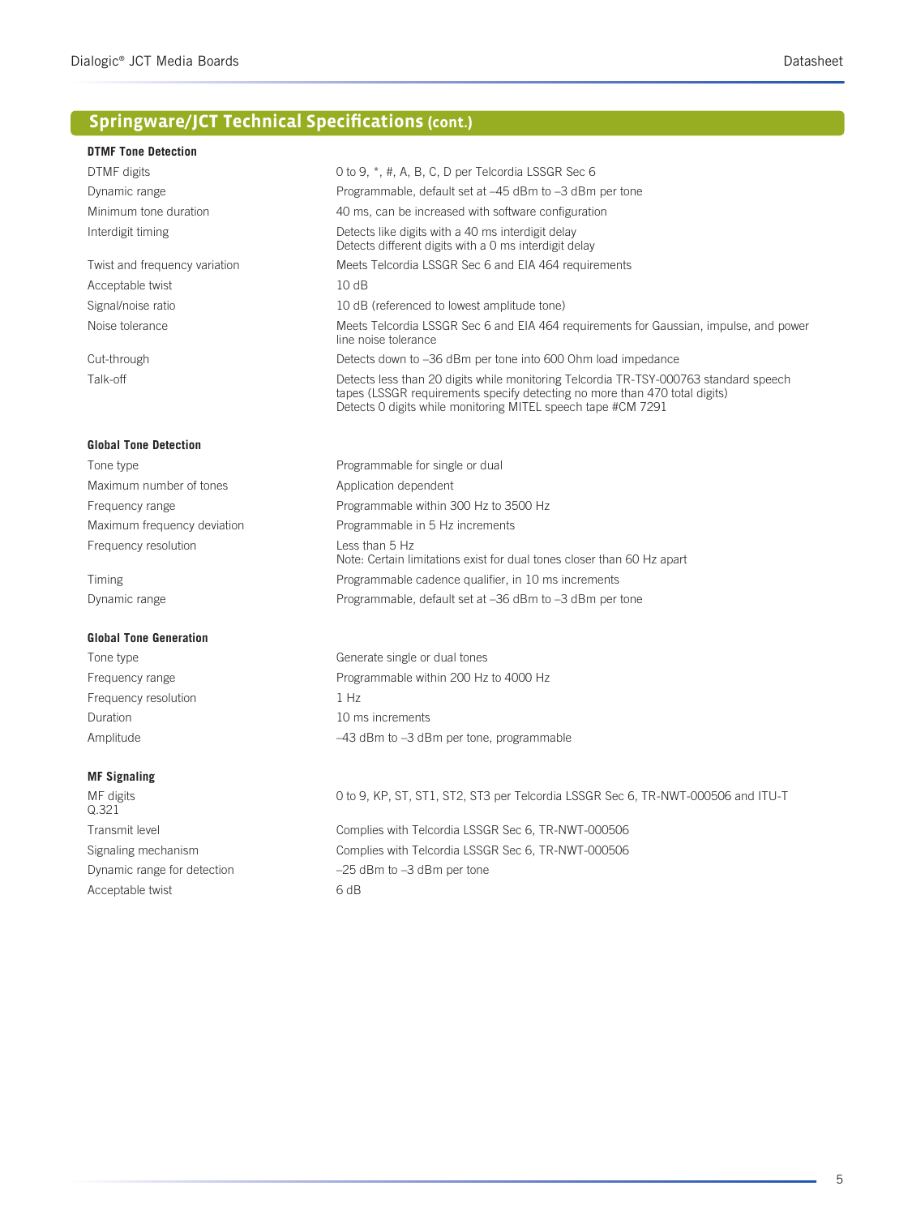## Springware/JCT Technical Specifications (cont.)

### DTMF Tone Detection

| | |
|---|---|
| DTMF digits | 0 to 9, *, #, A, B, C, D per Telcordia LSSGR Sec 6 |
| Dynamic range | Programmable, default set at –45 dBm to –3 dBm per tone |
| Minimum tone duration | 40 ms, can be increased with software configuration |
| Interdigit timing | Detects like digits with a 40 ms interdigit delay<br>Detects different digits with a 0 ms interdigit delay |
| Twist and frequency variation | Meets Telcordia LSSGR Sec 6 and EIA 464 requirements |
| Acceptable twist | 10 dB |
| Signal/noise ratio | 10 dB (referenced to lowest amplitude tone) |
| Noise tolerance | Meets Telcordia LSSGR Sec 6 and EIA 464 requirements for Gaussian, impulse, and power line noise tolerance |
| Cut-through | Detects down to –36 dBm per tone into 600 Ohm load impedance |
| Talk-off | Detects less than 20 digits while monitoring Telcordia TR-TSY-000763 standard speech tapes (LSSGR requirements specify detecting no more than 470 total digits)<br>Detects 0 digits while monitoring MITEL speech tape #CM 7291 |

### Global Tone Detection

| | |
|---|---|
| Tone type | Programmable for single or dual |
| Maximum number of tones | Application dependent |
| Frequency range | Programmable within 300 Hz to 3500 Hz |
| Maximum frequency deviation | Programmable in 5 Hz increments |
| Frequency resolution | Less than 5 Hz<br>Note: Certain limitations exist for dual tones closer than 60 Hz apart |
| Timing | Programmable cadence qualifier, in 10 ms increments |
| Dynamic range | Programmable, default set at –36 dBm to –3 dBm per tone |

### Global Tone Generation

| | |
|---|---|
| Tone type | Generate single or dual tones |
| Frequency range | Programmable within 200 Hz to 4000 Hz |
| Frequency resolution | 1 Hz |
| Duration | 10 ms increments |
| Amplitude | –43 dBm to –3 dBm per tone, programmable |

### MF Signaling

| | |
|---|---|
| MF digits | 0 to 9, KP, ST, ST1, ST2, ST3 per Telcordia LSSGR Sec 6, TR-NWT-000506 and ITU-T Q.321 |
| Transmit level | Complies with Telcordia LSSGR Sec 6, TR-NWT-000506 |
| Signaling mechanism | Complies with Telcordia LSSGR Sec 6, TR-NWT-000506 |
| Dynamic range for detection | –25 dBm to –3 dBm per tone |
| Acceptable twist | 6 dB |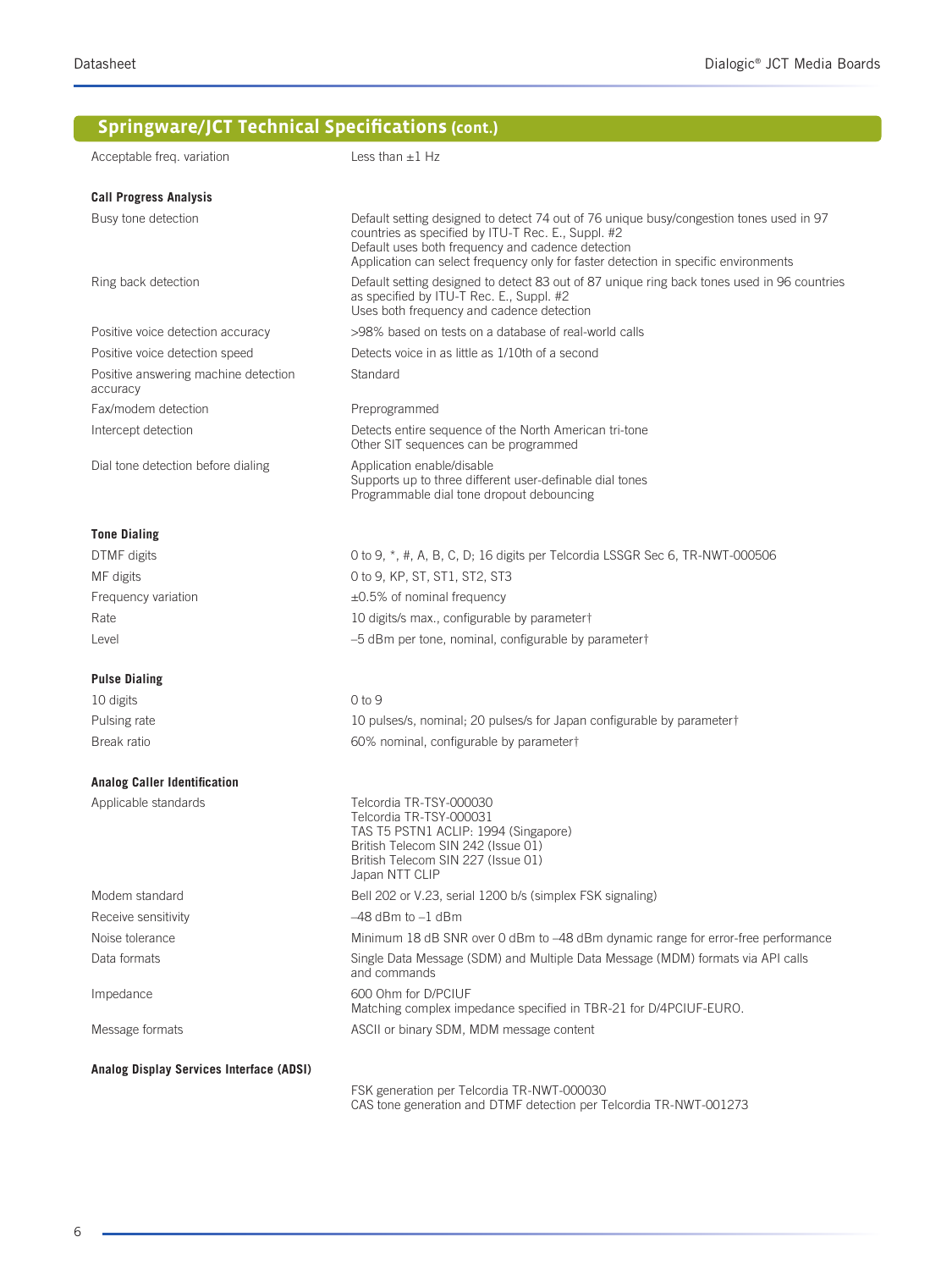## Springware/JCT Technical Specifications (cont.)

| | |
|---|---|
| Acceptable freq. variation | Less than ±1 Hz |
| **Call Progress Analysis** | |
| Busy tone detection | Default setting designed to detect 74 out of 76 unique busy/congestion tones used in 97 countries as specified by ITU-T Rec. E., Suppl. #2<br>Default uses both frequency and cadence detection<br>Application can select frequency only for faster detection in specific environments |
| Ring back detection | Default setting designed to detect 83 out of 87 unique ring back tones used in 96 countries as specified by ITU-T Rec. E., Suppl. #2<br>Uses both frequency and cadence detection |
| Positive voice detection accuracy | >98% based on tests on a database of real-world calls |
| Positive voice detection speed | Detects voice in as little as 1/10th of a second |
| Positive answering machine detection accuracy | Standard |
| Fax/modem detection | Preprogrammed |
| Intercept detection | Detects entire sequence of the North American tri-tone<br>Other SIT sequences can be programmed |
| Dial tone detection before dialing | Application enable/disable<br>Supports up to three different user-definable dial tones<br>Programmable dial tone dropout debouncing |
| **Tone Dialing** | |
| DTMF digits | 0 to 9, *, #, A, B, C, D; 16 digits per Telcordia LSSGR Sec 6, TR-NWT-000506 |
| MF digits | 0 to 9, KP, ST, ST1, ST2, ST3 |
| Frequency variation | ±0.5% of nominal frequency |
| Rate | 10 digits/s max., configurable by parameter† |
| Level | –5 dBm per tone, nominal, configurable by parameter† |
| **Pulse Dialing** | |
| 10 digits | 0 to 9 |
| Pulsing rate | 10 pulses/s, nominal; 20 pulses/s for Japan configurable by parameter† |
| Break ratio | 60% nominal, configurable by parameter† |
| **Analog Caller Identification** | |
| Applicable standards | Telcordia TR-TSY-000030<br>Telcordia TR-TSY-000031<br>TAS T5 PSTN1 ACLIP: 1994 (Singapore)<br>British Telecom SIN 242 (Issue 01)<br>British Telecom SIN 227 (Issue 01)<br>Japan NTT CLIP |
| Modem standard | Bell 202 or V.23, serial 1200 b/s (simplex FSK signaling) |
| Receive sensitivity | –48 dBm to –1 dBm |
| Noise tolerance | Minimum 18 dB SNR over 0 dBm to –48 dBm dynamic range for error-free performance |
| Data formats | Single Data Message (SDM) and Multiple Data Message (MDM) formats via API calls and commands |
| Impedance | 600 Ohm for D/PCIUF<br>Matching complex impedance specified in TBR-21 for D/4PCIUF-EURO. |
| Message formats | ASCII or binary SDM, MDM message content |
| **Analog Display Services Interface (ADSI)** | |
| | FSK generation per Telcordia TR-NWT-000030<br>CAS tone generation and DTMF detection per Telcordia TR-NWT-001273 |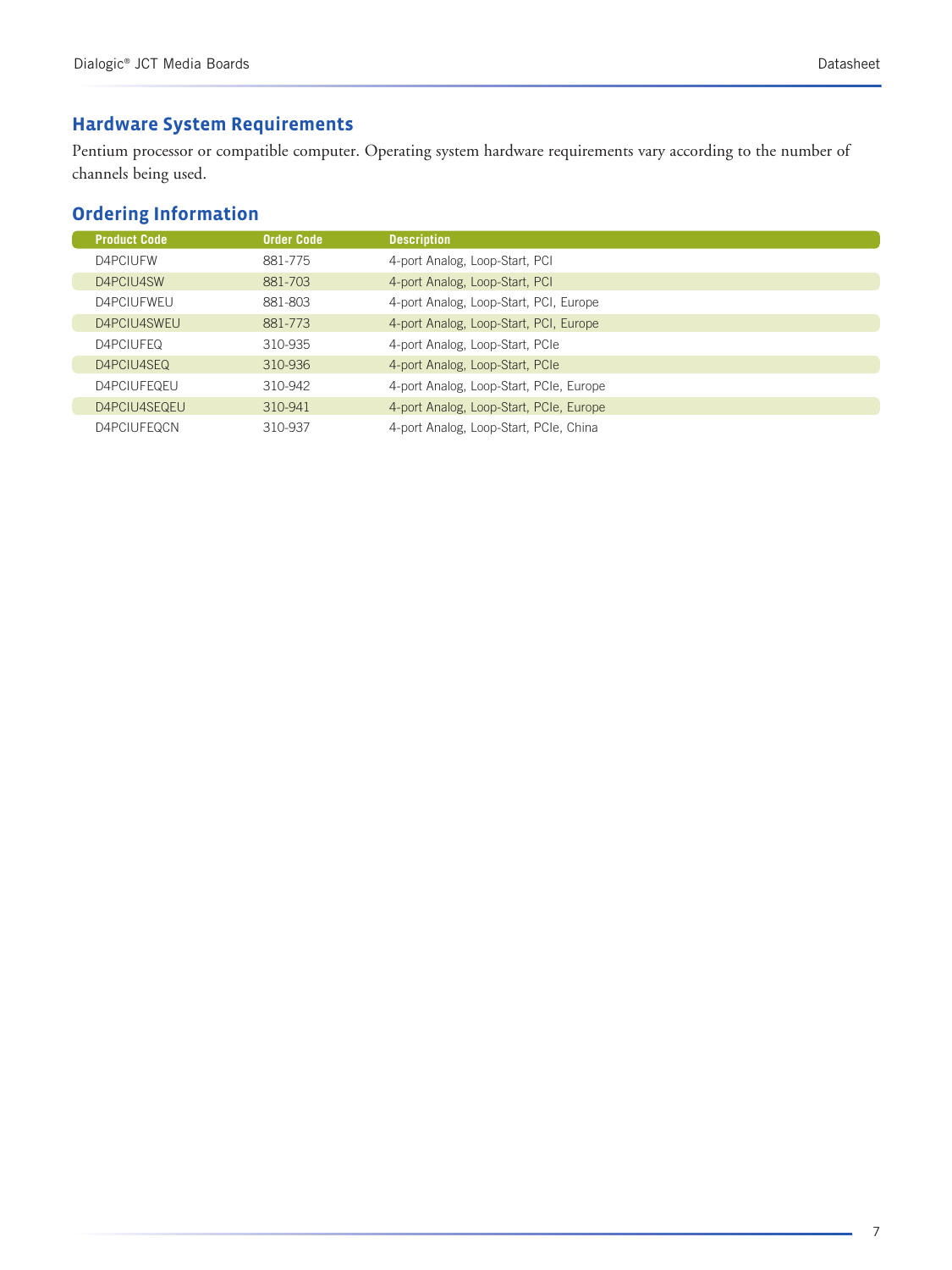## Hardware System Requirements

Pentium processor or compatible computer. Operating system hardware requirements vary according to the number of channels being used.

## Ordering Information

| Product Code | Order Code | Description |
|---|---|---|
| D4PCIUFW | 881-775 | 4-port Analog, Loop-Start, PCI |
| D4PCIU4SW | 881-703 | 4-port Analog, Loop-Start, PCI |
| D4PCIUFWEU | 881-803 | 4-port Analog, Loop-Start, PCI, Europe |
| D4PCIU4SWEU | 881-773 | 4-port Analog, Loop-Start, PCI, Europe |
| D4PCIUFEQ | 310-935 | 4-port Analog, Loop-Start, PCIe |
| D4PCIU4SEQ | 310-936 | 4-port Analog, Loop-Start, PCIe |
| D4PCIUFEQEU | 310-942 | 4-port Analog, Loop-Start, PCIe, Europe |
| D4PCIU4SEQEU | 310-941 | 4-port Analog, Loop-Start, PCIe, Europe |
| D4PCIUFEQCN | 310-937 | 4-port Analog, Loop-Start, PCIe, China |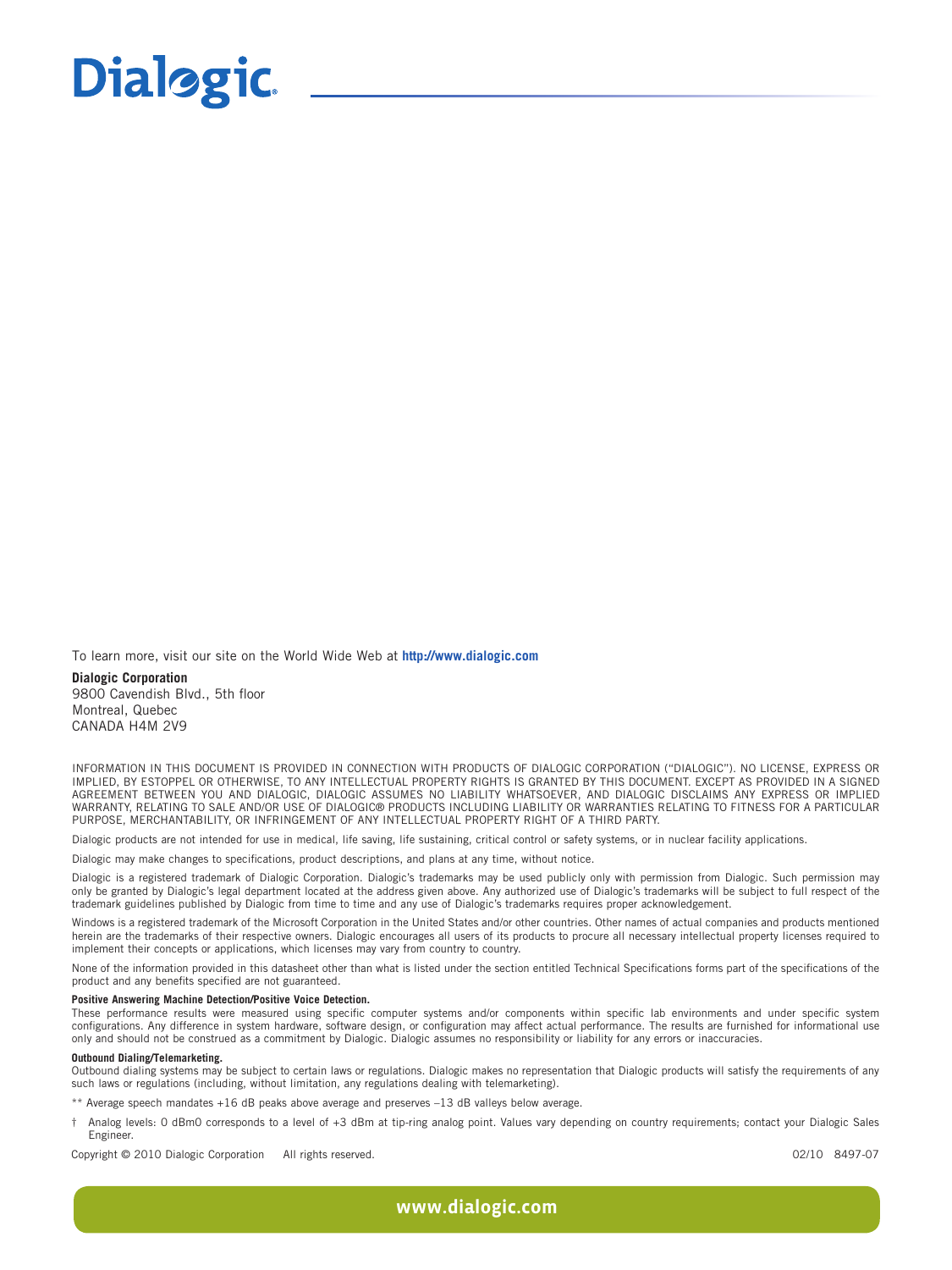Dialogic

To learn more, visit our site on the World Wide Web at **http://www.dialogic.com**

**Dialogic Corporation**
9800 Cavendish Blvd., 5th floor
Montreal, Quebec
CANADA H4M 2V9

INFORMATION IN THIS DOCUMENT IS PROVIDED IN CONNECTION WITH PRODUCTS OF DIALOGIC CORPORATION ("DIALOGIC"). NO LICENSE, EXPRESS OR IMPLIED, BY ESTOPPEL OR OTHERWISE, TO ANY INTELLECTUAL PROPERTY RIGHTS IS GRANTED BY THIS DOCUMENT. EXCEPT AS PROVIDED IN A SIGNED AGREEMENT BETWEEN YOU AND DIALOGIC, DIALOGIC ASSUMES NO LIABILITY WHATSOEVER, AND DIALOGIC DISCLAIMS ANY EXPRESS OR IMPLIED WARRANTY, RELATING TO SALE AND/OR USE OF DIALOGIC® PRODUCTS INCLUDING LIABILITY OR WARRANTIES RELATING TO FITNESS FOR A PARTICULAR PURPOSE, MERCHANTABILITY, OR INFRINGEMENT OF ANY INTELLECTUAL PROPERTY RIGHT OF A THIRD PARTY.

Dialogic products are not intended for use in medical, life saving, life sustaining, critical control or safety systems, or in nuclear facility applications.

Dialogic may make changes to specifications, product descriptions, and plans at any time, without notice.

Dialogic is a registered trademark of Dialogic Corporation. Dialogic's trademarks may be used publicly only with permission from Dialogic. Such permission may only be granted by Dialogic's legal department located at the address given above. Any authorized use of Dialogic's trademarks will be subject to full respect of the trademark guidelines published by Dialogic from time to time and any use of Dialogic's trademarks requires proper acknowledgement.

Windows is a registered trademark of the Microsoft Corporation in the United States and/or other countries. Other names of actual companies and products mentioned herein are the trademarks of their respective owners. Dialogic encourages all users of its products to procure all necessary intellectual property licenses required to implement their concepts or applications, which licenses may vary from country to country.

None of the information provided in this datasheet other than what is listed under the section entitled Technical Specifications forms part of the specifications of the product and any benefits specified are not guaranteed.

**Positive Answering Machine Detection/Positive Voice Detection.**
These performance results were measured using specific computer systems and/or components within specific lab environments and under specific system configurations. Any difference in system hardware, software design, or configuration may affect actual performance. The results are furnished for informational use only and should not be construed as a commitment by Dialogic. Dialogic assumes no responsibility or liability for any errors or inaccuracies.

**Outbound Dialing/Telemarketing.**
Outbound dialing systems may be subject to certain laws or regulations. Dialogic makes no representation that Dialogic products will satisfy the requirements of any such laws or regulations (including, without limitation, any regulations dealing with telemarketing).

** Average speech mandates +16 dB peaks above average and preserves –13 dB valleys below average.

† Analog levels: 0 dBm0 corresponds to a level of +3 dBm at tip-ring analog point. Values vary depending on country requirements; contact your Dialogic Sales Engineer.

Copyright © 2010 Dialogic Corporation All rights reserved. 02/10 8497-07

**www.dialogic.com**